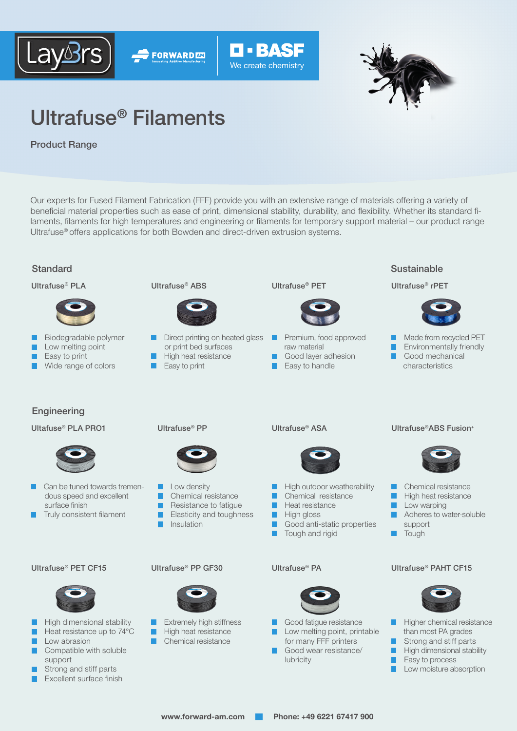# Ultrafuse® Filaments

Product Range

Our experts for Fused Filament Fabrication (FFF) provide you with an extensive range of materials offering a variety of beneficial material properties such as ease of print, dimensional stability, durability, and flexibility. Whether its standard filaments, filaments for high temperatures and engineering or filaments for temporary support material – our product range Ultrafuse® offers applications for both Bowden and direct-driven extrusion systems.

## Standard

### Ultrafuse® PLA

- Biodegradable polymer
- Low melting point
- Easy to print
- Wide range of colors

### Ultrafuse® ABS

- Direct printing on heated glass or print bed surfaces
- High heat resistance
- Easy to print

### Ultrafuse® PET

- Premium, food approved raw material
- Good layer adhesion
- Easy to handle

## Sustainable

### Ultrafuse® rPET

- Made from recycled PET
- Environmentally friendly
- Good mechanical characteristics

## Engineering

### Ultrafuse® PLA PRO1

- Can be tuned towards tremendous speed and excellent surface finish
- Truly consistent filament

### Ultrafuse® PP

- Low density
- Chemical resistance
- Resistance to fatigue
- Elasticity and toughness
- Insulation

### Ultrafuse® ASA

- High outdoor weatherability
- Chemical resistance
- Heat resistance
- High gloss
- Good anti-static properties
- Tough and rigid

### Ultrafuse®ABS Fusion+

- Chemical resistance
- High heat resistance
- Low warping
- Adheres to water-soluble support
- Tough

### Ultrafuse® PET CF15

- High dimensional stability
- Heat resistance up to 74°C
- Low abrasion
- Compatible with soluble support
- Strong and stiff parts
- Excellent surface finish

### Ultrafuse® PP GF30

- Extremely high stiffness
- High heat resistance
- Chemical resistance

### Ultrafuse® PA

- Good fatigue resistance
- Low melting point, printable for many FFF printers
- Good wear resistance/ lubricity

### Ultrafuse® PAHT CF15

- Higher chemical resistance than most PA grades
- Strong and stiff parts
- High dimensional stability
- Easy to process
- Low moisture absorption

**www.forward-am.com** **Phone: +49 6221 67417 900**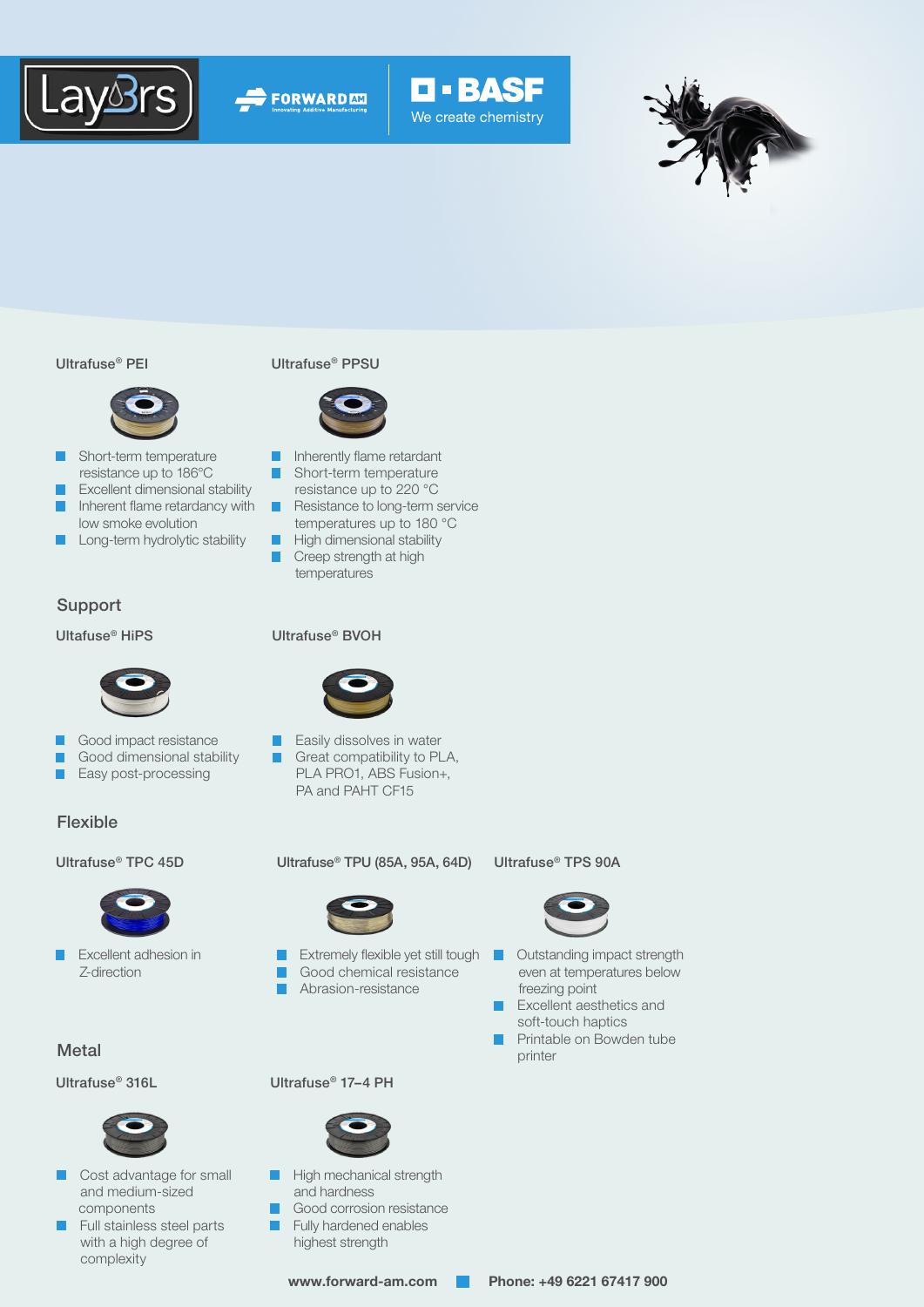Lay3rs

FORWARD AM
Innovating Additive Manufacturing

BASF
We create chemistry

### Ultrafuse® PEI

- Short-term temperature resistance up to 186°C
- Excellent dimensional stability
- Inherent flame retardancy with low smoke evolution
- Long-term hydrolytic stability

### Ultrafuse® PPSU

- Inherently flame retardant
- Short-term temperature resistance up to 220 °C
- Resistance to long-term service temperatures up to 180 °C
- High dimensional stability
- Creep strength at high temperatures

## Support

### Ultafuse® HiPS

- Good impact resistance
- Good dimensional stability
- Easy post-processing

### Ultafuse® BVOH

- Easily dissolves in water
- Great compatibility to PLA, PLA PRO1, ABS Fusion+, PA and PAHT CF15

## Flexible

### Ultrafuse® TPC 45D

- Excellent adhesion in Z-direction

### Ultrafuse® TPU (85A, 95A, 64D)

- Extremely flexible yet still tough
- Good chemical resistance
- Abrasion-resistance

### Ultrafuse® TPS 90A

- Outstanding impact strength even at temperatures below freezing point
- Excellent aesthetics and soft-touch haptics
- Printable on Bowden tube printer

## Metal

### Ultrafuse® 316L

- Cost advantage for small and medium-sized components
- Full stainless steel parts with a high degree of complexity

### Ultrafuse® 17–4 PH

- High mechanical strength and hardness
- Good corrosion resistance
- Fully hardened enables highest strength

**www.forward-am.com** **Phone: +49 6221 67417 900**